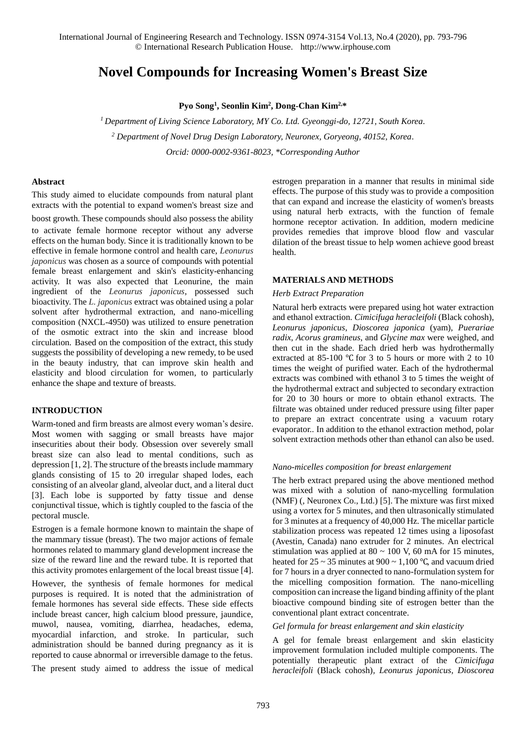# Novel Compounds for Increasing Women's Breast Size

**Pyo Song[1], Seonlin Kim[2], Dong-Chan Kim[2,*]**

*[1] Department of Living Science Laboratory, MY Co. Ltd. Gyeonggi-do, 12721, South Korea.*

*[2] Department of Novel Drug Design Laboratory, Neuronex, Goryeong, 40152, Korea.*

*Orcid: 0000-0002-9361-8023, \*Corresponding Author*

### Abstract

This study aimed to elucidate compounds from natural plant extracts with the potential to expand women's breast size and boost growth. These compounds should also possess the ability to activate female hormone receptor without any adverse effects on the human body. Since it is traditionally known to be effective in female hormone control and health care, *Leonurus japonicus* was chosen as a source of compounds with potential female breast enlargement and skin's elasticity-enhancing activity. It was also expected that Leonurine, the main ingredient of the *Leonurus japonicus*, possessed such bioactivity. The *L. japonicus* extract was obtained using a polar solvent after hydrothermal extraction, and nano-micelling composition (NXCL-4950) was utilized to ensure penetration of the osmotic extract into the skin and increase blood circulation. Based on the composition of the extract, this study suggests the possibility of developing a new remedy, to be used in the beauty industry, that can improve skin health and elasticity and blood circulation for women, to particularly enhance the shape and texture of breasts.

## INTRODUCTION

Warm-toned and firm breasts are almost every woman's desire. Most women with sagging or small breasts have major insecurities about their body. Obsession over severely small breast size can also lead to mental conditions, such as depression [1, 2]. The structure of the breasts include mammary glands consisting of 15 to 20 irregular shaped lodes, each consisting of an alveolar gland, alveolar duct, and a literal duct [3]. Each lobe is supported by fatty tissue and dense conjunctival tissue, which is tightly coupled to the fascia of the pectoral muscle.

Estrogen is a female hormone known to maintain the shape of the mammary tissue (breast). The two major actions of female hormones related to mammary gland development increase the size of the reward line and the reward tube. It is reported that this activity promotes enlargement of the local breast tissue [4].

However, the synthesis of female hormones for medical purposes is required. It is noted that the administration of female hormones has several side effects. These side effects include breast cancer, high calcium blood pressure, jaundice, muwol, nausea, vomiting, diarrhea, headaches, edema, myocardial infarction, and stroke. In particular, such administration should be banned during pregnancy as it is reported to cause abnormal or irreversible damage to the fetus.

The present study aimed to address the issue of medical estrogen preparation in a manner that results in minimal side effects. The purpose of this study was to provide a composition that can expand and increase the elasticity of women's breasts using natural herb extracts, with the function of female hormone receptor activation. In addition, modern medicine provides remedies that improve blood flow and vascular dilation of the breast tissue to help women achieve good breast health.

## MATERIALS AND METHODS

### *Herb Extract Preparation*

Natural herb extracts were prepared using hot water extraction and ethanol extraction. *Cimicifuga heracleifoli* (Black cohosh), *Leonurus japonicus*, *Dioscorea japonica* (yam), *Puerariae radix*, *Acorus gramineus*, and *Glycine max* were weighed, and then cut in the shade. Each dried herb was hydrothermally extracted at 85-100 ℃ for 3 to 5 hours or more with 2 to 10 times the weight of purified water. Each of the hydrothermal extracts was combined with ethanol 3 to 5 times the weight of the hydrothermal extract and subjected to secondary extraction for 20 to 30 hours or more to obtain ethanol extracts. The filtrate was obtained under reduced pressure using filter paper to prepare an extract concentrate using a vacuum rotary evaporator.. In addition to the ethanol extraction method, polar solvent extraction methods other than ethanol can also be used.

### *Nano-micelles composition for breast enlargement*

The herb extract prepared using the above mentioned method was mixed with a solution of nano-mycelling formulation (NMF) (, Neuronex Co., Ltd.) [5]. The mixture was first mixed using a vortex for 5 minutes, and then ultrasonically stimulated for 3 minutes at a frequency of 40,000 Hz. The micellar particle stabilization process was repeated 12 times using a liposofast (Avestin, Canada) nano extruder for 2 minutes. An electrical stimulation was applied at 80 ~ 100 V, 60 mA for 15 minutes, heated for 25 ~ 35 minutes at 900 ~ 1,100 ℃, and vacuum dried for 7 hours in a dryer connected to nano-formulation system for the micelling composition formation. The nano-micelling composition can increase the ligand binding affinity of the plant bioactive compound binding site of estrogen better than the conventional plant extract concentrate.

### *Gel formula for breast enlargement and skin elasticity*

A gel for female breast enlargement and skin elasticity improvement formulation included multiple components. The potentially therapeutic plant extract of the *Cimicifuga heracleifoli* (Black cohosh), *Leonurus japonicus*, *Dioscorea*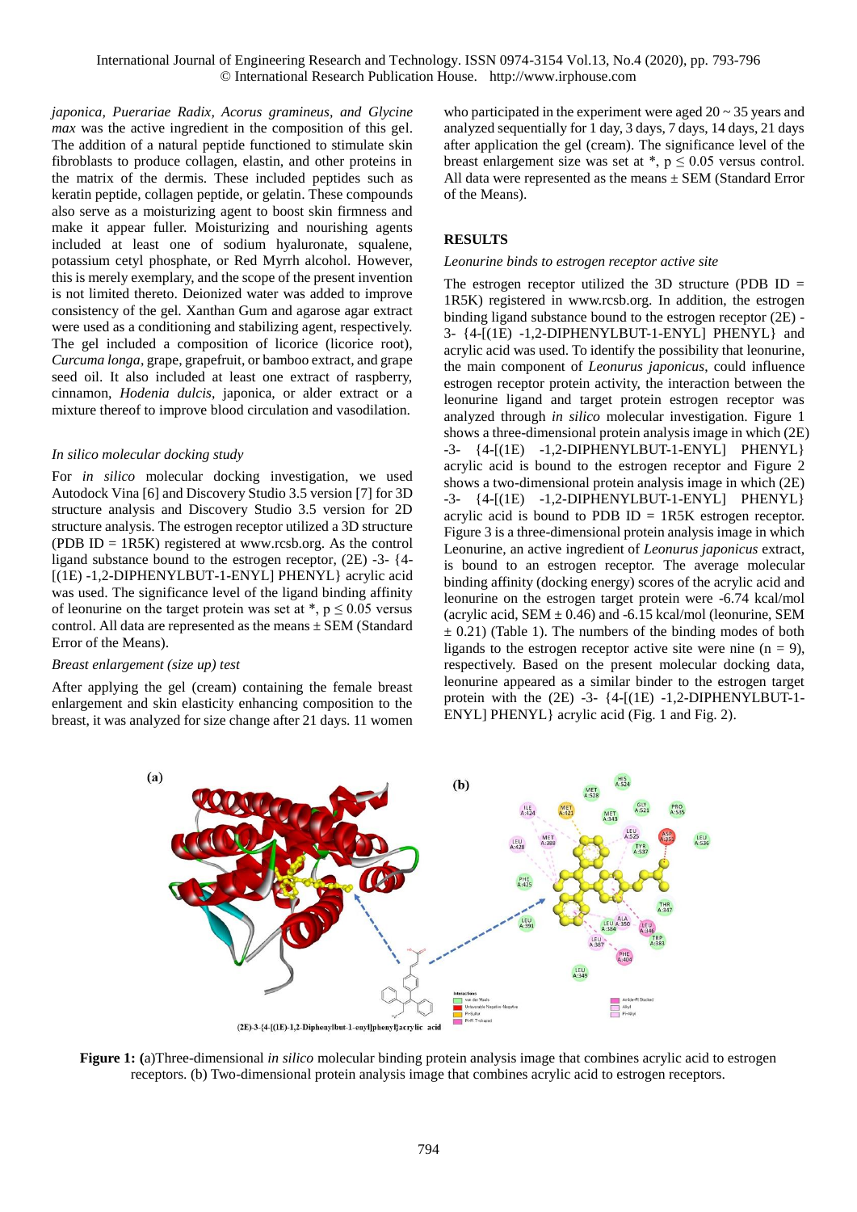*japonica*, *Puerariae Radix*, *Acorus gramineus*, and *Glycine max* was the active ingredient in the composition of this gel. The addition of a natural peptide functioned to stimulate skin fibroblasts to produce collagen, elastin, and other proteins in the matrix of the dermis. These included peptides such as keratin peptide, collagen peptide, or gelatin. These compounds also serve as a moisturizing agent to boost skin firmness and make it appear fuller. Moisturizing and nourishing agents included at least one of sodium hyaluronate, squalene, potassium cetyl phosphate, or Red Myrrh alcohol. However, this is merely exemplary, and the scope of the present invention is not limited thereto. Deionized water was added to improve consistency of the gel. Xanthan Gum and agarose agar extract were used as a conditioning and stabilizing agent, respectively. The gel included a composition of licorice (licorice root), *Curcuma longa*, grape, grapefruit, or bamboo extract, and grape seed oil. It also included at least one extract of raspberry, cinnamon, *Hodenia dulcis*, japonica, or alder extract or a mixture thereof to improve blood circulation and vasodilation.

### *In silico molecular docking study*

For *in silico* molecular docking investigation, we used Autodock Vina [6] and Discovery Studio 3.5 version [7] for 3D structure analysis and Discovery Studio 3.5 version for 2D structure analysis. The estrogen receptor utilized a 3D structure (PDB ID = 1R5K) registered at www.rcsb.org. As the control ligand substance bound to the estrogen receptor, (2E) -3- {4-[(1E) -1,2-DIPHENYLBUT-1-ENYL] PHENYL} acrylic acid was used. The significance level of the ligand binding affinity of leonurine on the target protein was set at *, $p \leq 0.05$ versus control. All data are represented as the means ± SEM (Standard Error of the Means).

### *Breast enlargement (size up) test*

After applying the gel (cream) containing the female breast enlargement and skin elasticity enhancing composition to the breast, it was analyzed for size change after 21 days. 11 women who participated in the experiment were aged 20 ~ 35 years and analyzed sequentially for 1 day, 3 days, 7 days, 14 days, 21 days after application the gel (cream). The significance level of the breast enlargement size was set at *, $p \leq 0.05$ versus control. All data were represented as the means ± SEM (Standard Error of the Means).

## RESULTS

### *Leonurine binds to estrogen receptor active site*

The estrogen receptor utilized the 3D structure (PDB ID = 1R5K) registered in www.rcsb.org. In addition, the estrogen binding ligand substance bound to the estrogen receptor (2E) -3- {4-[(1E) -1,2-DIPHENYLBUT-1-ENYL] PHENYL} and acrylic acid was used. To identify the possibility that leonurine, the main component of *Leonurus japonicus*, could influence estrogen receptor protein activity, the interaction between the leonurine ligand and target protein estrogen receptor was analyzed through *in silico* molecular investigation. Figure 1 shows a three-dimensional protein analysis image in which (2E) -3- {4-[(1E) -1,2-DIPHENYLBUT-1-ENYL] PHENYL} acrylic acid is bound to the estrogen receptor and Figure 2 shows a two-dimensional protein analysis image in which (2E) -3- {4-[(1E) -1,2-DIPHENYLBUT-1-ENYL] PHENYL} acrylic acid is bound to PDB ID = 1R5K estrogen receptor. Figure 3 is a three-dimensional protein analysis image in which Leonurine, an active ingredient of *Leonurus japonicus* extract, is bound to an estrogen receptor. The average molecular binding affinity (docking energy) scores of the acrylic acid and leonurine on the estrogen target protein were -6.74 kcal/mol (acrylic acid, SEM ± 0.46) and -6.15 kcal/mol (leonurine, SEM ± 0.21) (Table 1). The numbers of the binding modes of both ligands to the estrogen receptor active site were nine ($n = 9$), respectively. Based on the present molecular docking data, leonurine appeared as a similar binder to the estrogen target protein with the (2E) -3- {4-[(1E) -1,2-DIPHENYLBUT-1-ENYL] PHENYL} acrylic acid (Fig. 1 and Fig. 2).

**Figure 1:** (a)Three-dimensional *in silico* molecular binding protein analysis image that combines acrylic acid to estrogen receptors. (b) Two-dimensional protein analysis image that combines acrylic acid to estrogen receptors.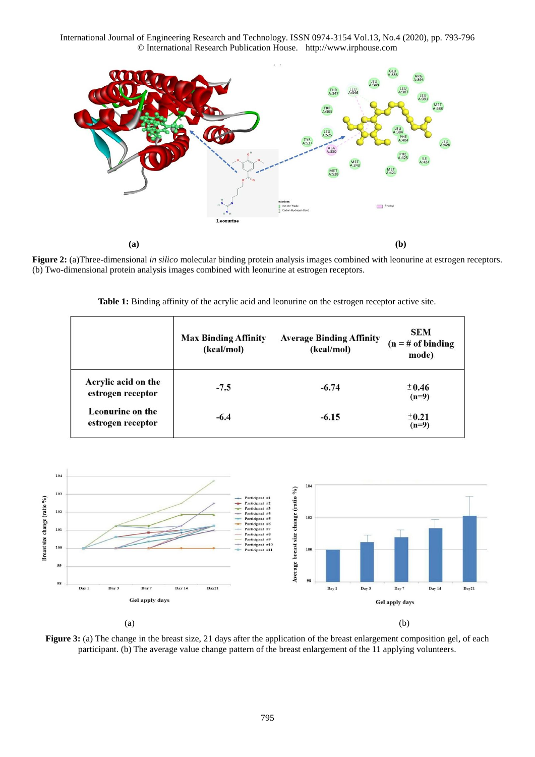**(a)** **(b)**

**Figure 2:** (a)Three-dimensional *in silico* molecular binding protein analysis images combined with leonurine at estrogen receptors. (b) Two-dimensional protein analysis images combined with leonurine at estrogen receptors.

**Table 1:** Binding affinity of the acrylic acid and leonurine on the estrogen receptor active site.

| | Max Binding Affinity (kcal/mol) | Average Binding Affinity (kcal/mol) | SEM (n = # of binding mode) |
|---|---|---|---|
| Acrylic acid on the estrogen receptor | -7.5 | -6.74 | ±0.46 (n=9) |
| Leonurine on the estrogen receptor | -6.4 | -6.15 | ±0.21 (n=9) |

(a) (b)

**Figure 3:** (a) The change in the breast size, 21 days after the application of the breast enlargement composition gel, of each participant. (b) The average value change pattern of the breast enlargement of the 11 applying volunteers.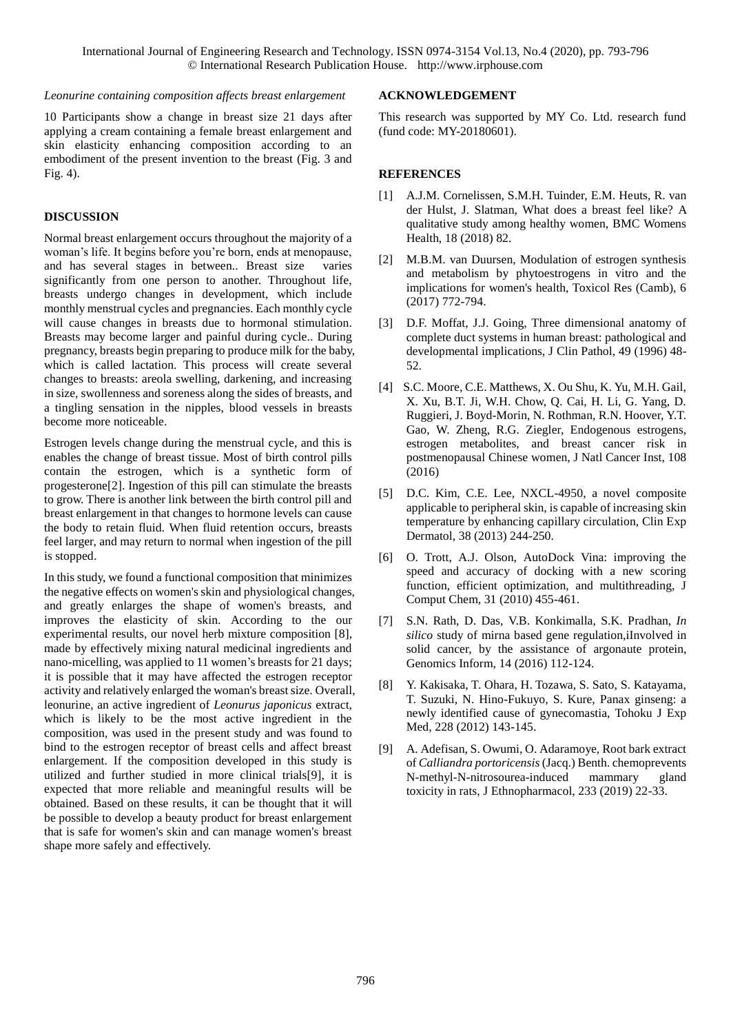*Leonurine containing composition affects breast enlargement*

10 Participants show a change in breast size 21 days after applying a cream containing a female breast enlargement and skin elasticity enhancing composition according to an embodiment of the present invention to the breast (Fig. 3 and Fig. 4).

## DISCUSSION

Normal breast enlargement occurs throughout the majority of a woman's life. It begins before you're born, ends at menopause, and has several stages in between.. Breast size varies significantly from one person to another. Throughout life, breasts undergo changes in development, which include monthly menstrual cycles and pregnancies. Each monthly cycle will cause changes in breasts due to hormonal stimulation. Breasts may become larger and painful during cycle.. During pregnancy, breasts begin preparing to produce milk for the baby, which is called lactation. This process will create several changes to breasts: areola swelling, darkening, and increasing in size, swollenness and soreness along the sides of breasts, and a tingling sensation in the nipples, blood vessels in breasts become more noticeable.

Estrogen levels change during the menstrual cycle, and this is enables the change of breast tissue. Most of birth control pills contain the estrogen, which is a synthetic form of progesterone[2]. Ingestion of this pill can stimulate the breasts to grow. There is another link between the birth control pill and breast enlargement in that changes to hormone levels can cause the body to retain fluid. When fluid retention occurs, breasts feel larger, and may return to normal when ingestion of the pill is stopped.

In this study, we found a functional composition that minimizes the negative effects on women's skin and physiological changes, and greatly enlarges the shape of women's breasts, and improves the elasticity of skin. According to the our experimental results, our novel herb mixture composition [8], made by effectively mixing natural medicinal ingredients and nano-micelling, was applied to 11 women's breasts for 21 days; it is possible that it may have affected the estrogen receptor activity and relatively enlarged the woman's breast size. Overall, leonurine, an active ingredient of *Leonurus japonicus* extract, which is likely to be the most active ingredient in the composition, was used in the present study and was found to bind to the estrogen receptor of breast cells and affect breast enlargement. If the composition developed in this study is utilized and further studied in more clinical trials[9], it is expected that more reliable and meaningful results will be obtained. Based on these results, it can be thought that it will be possible to develop a beauty product for breast enlargement that is safe for women's skin and can manage women's breast shape more safely and effectively.

## ACKNOWLEDGEMENT

This research was supported by MY Co. Ltd. research fund (fund code: MY-20180601).

## REFERENCES

[1] A.J.M. Cornelissen, S.M.H. Tuinder, E.M. Heuts, R. van der Hulst, J. Slatman, What does a breast feel like? A qualitative study among healthy women, BMC Womens Health, 18 (2018) 82.

[2] M.B.M. van Duursen, Modulation of estrogen synthesis and metabolism by phytoestrogens in vitro and the implications for women's health, Toxicol Res (Camb), 6 (2017) 772-794.

[3] D.F. Moffat, J.J. Going, Three dimensional anatomy of complete duct systems in human breast: pathological and developmental implications, J Clin Pathol, 49 (1996) 48-52.

[4] S.C. Moore, C.E. Matthews, X. Ou Shu, K. Yu, M.H. Gail, X. Xu, B.T. Ji, W.H. Chow, Q. Cai, H. Li, G. Yang, D. Ruggieri, J. Boyd-Morin, N. Rothman, R.N. Hoover, Y.T. Gao, W. Zheng, R.G. Ziegler, Endogenous estrogens, estrogen metabolites, and breast cancer risk in postmenopausal Chinese women, J Natl Cancer Inst, 108 (2016)

[5] D.C. Kim, C.E. Lee, NXCL-4950, a novel composite applicable to peripheral skin, is capable of increasing skin temperature by enhancing capillary circulation, Clin Exp Dermatol, 38 (2013) 244-250.

[6] O. Trott, A.J. Olson, AutoDock Vina: improving the speed and accuracy of docking with a new scoring function, efficient optimization, and multithreading, J Comput Chem, 31 (2010) 455-461.

[7] S.N. Rath, D. Das, V.B. Konkimalla, S.K. Pradhan, *In silico* study of mirna based gene regulation,iInvolved in solid cancer, by the assistance of argonaute protein, Genomics Inform, 14 (2016) 112-124.

[8] Y. Kakisaka, T. Ohara, H. Tozawa, S. Sato, S. Katayama, T. Suzuki, N. Hino-Fukuyo, S. Kure, Panax ginseng: a newly identified cause of gynecomastia, Tohoku J Exp Med, 228 (2012) 143-145.

[9] A. Adefisan, S. Owumi, O. Adaramoye, Root bark extract of *Calliandra portoricensis* (Jacq.) Benth. chemoprevents N-methyl-N-nitrosourea-induced mammary gland toxicity in rats, J Ethnopharmacol, 233 (2019) 22-33.